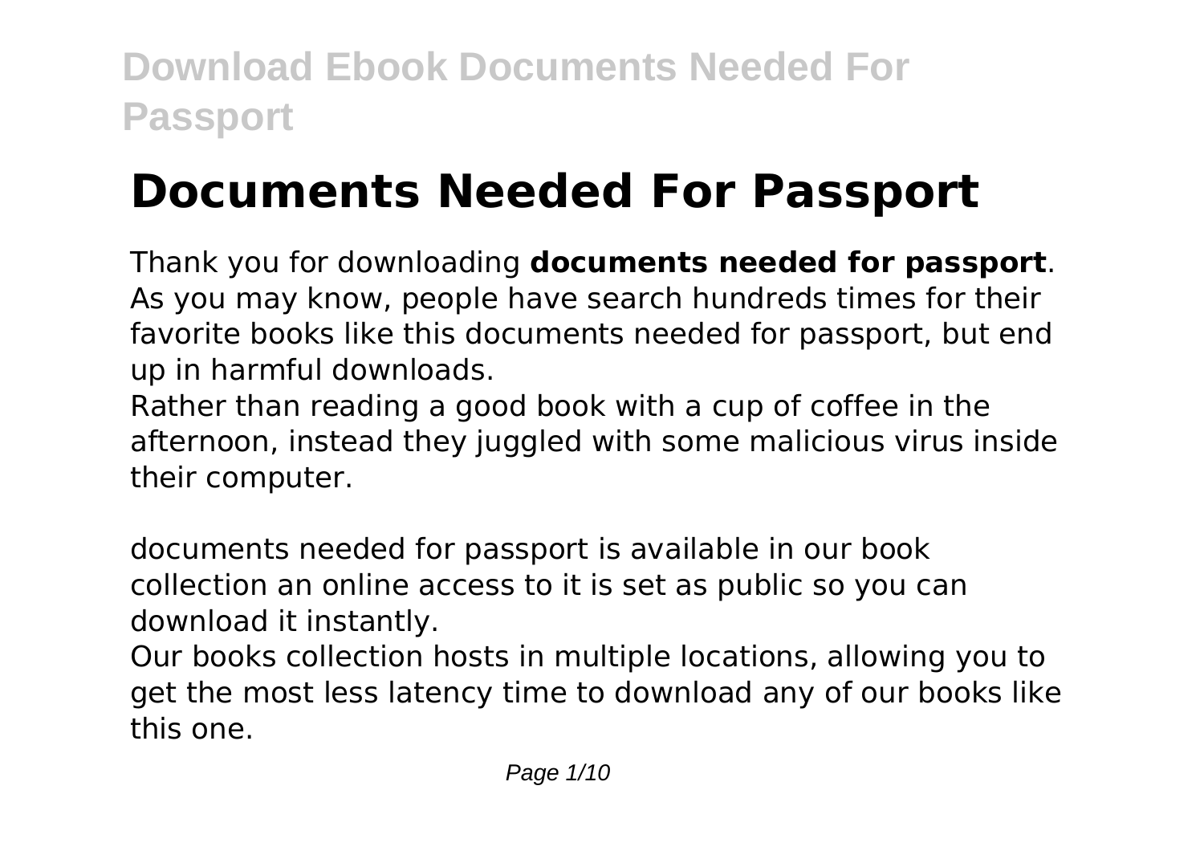# Documents Needed For Passport

Thank you for downloading **documents needed for passport**. As you may know, people have search hundreds times for their favorite books like this documents needed for passport, but end up in harmful downloads.

Rather than reading a good book with a cup of coffee in the afternoon, instead they juggled with some malicious virus inside their computer.

documents needed for passport is available in our book collection an online access to it is set as public so you can download it instantly.

Our books collection hosts in multiple locations, allowing you to get the most less latency time to download any of our books like this one.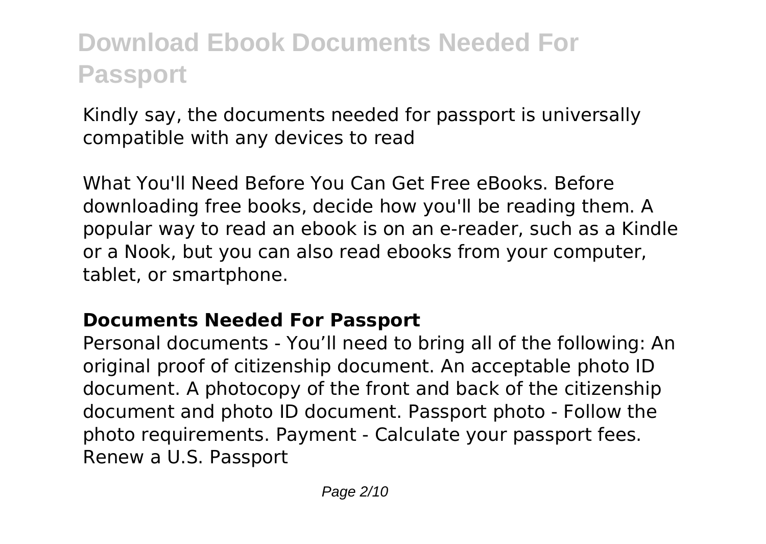Kindly say, the documents needed for passport is universally compatible with any devices to read

What You'll Need Before You Can Get Free eBooks. Before downloading free books, decide how you'll be reading them. A popular way to read an ebook is on an e-reader, such as a Kindle or a Nook, but you can also read ebooks from your computer, tablet, or smartphone.

## Documents Needed For Passport

Personal documents - You'll need to bring all of the following: An original proof of citizenship document. An acceptable photo ID document. A photocopy of the front and back of the citizenship document and photo ID document. Passport photo - Follow the photo requirements. Payment - Calculate your passport fees. Renew a U.S. Passport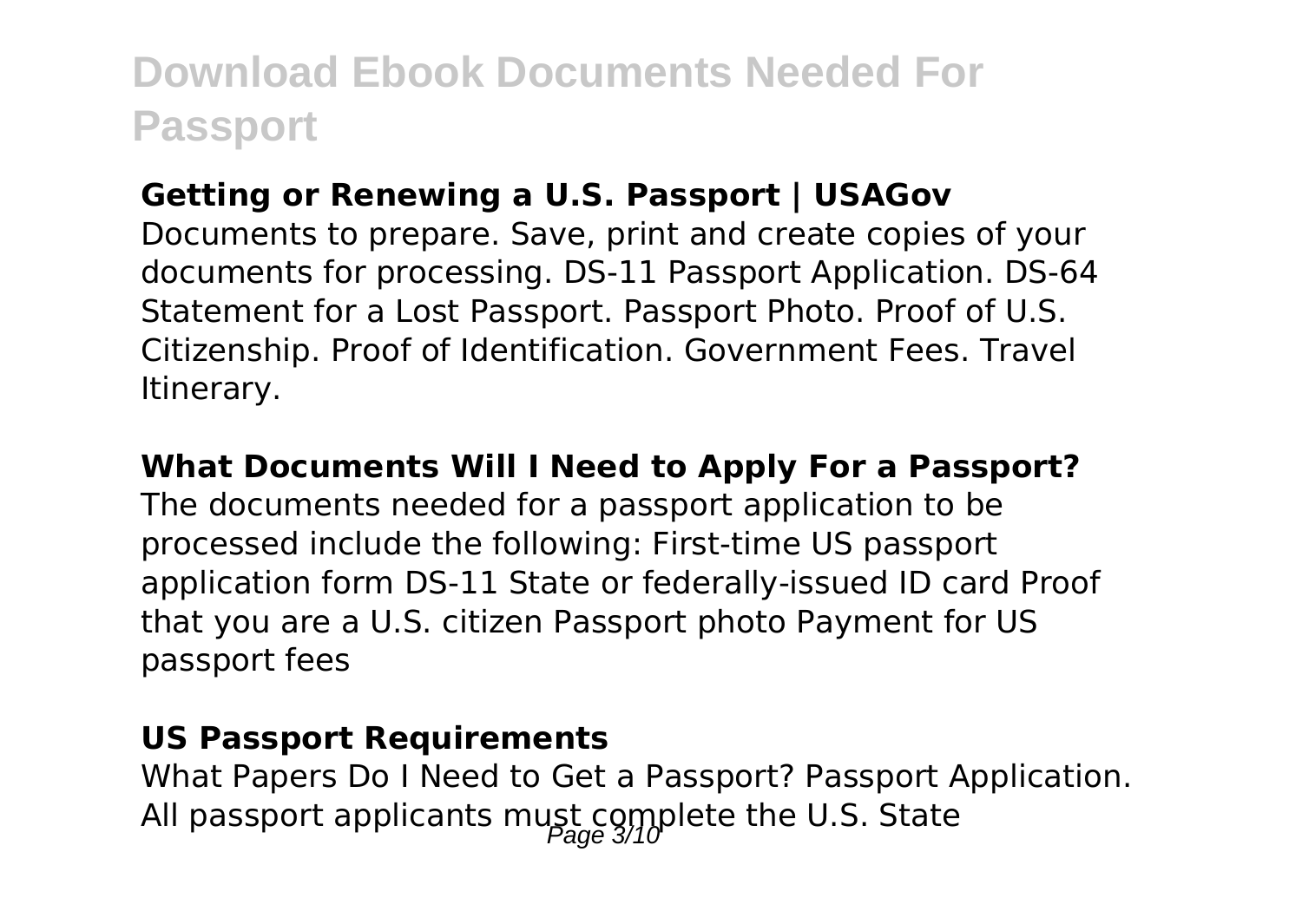# Download Ebook Documents Needed For Passport

**Getting or Renewing a U.S. Passport | USAGov**

Documents to prepare. Save, print and create copies of your documents for processing. DS-11 Passport Application. DS-64 Statement for a Lost Passport. Passport Photo. Proof of U.S. Citizenship. Proof of Identification. Government Fees. Travel Itinerary.

**What Documents Will I Need to Apply For a Passport?**

The documents needed for a passport application to be processed include the following: First-time US passport application form DS-11 State or federally-issued ID card Proof that you are a U.S. citizen Passport photo Payment for US passport fees

**US Passport Requirements**

What Papers Do I Need to Get a Passport? Passport Application. All passport applicants must complete the U.S. State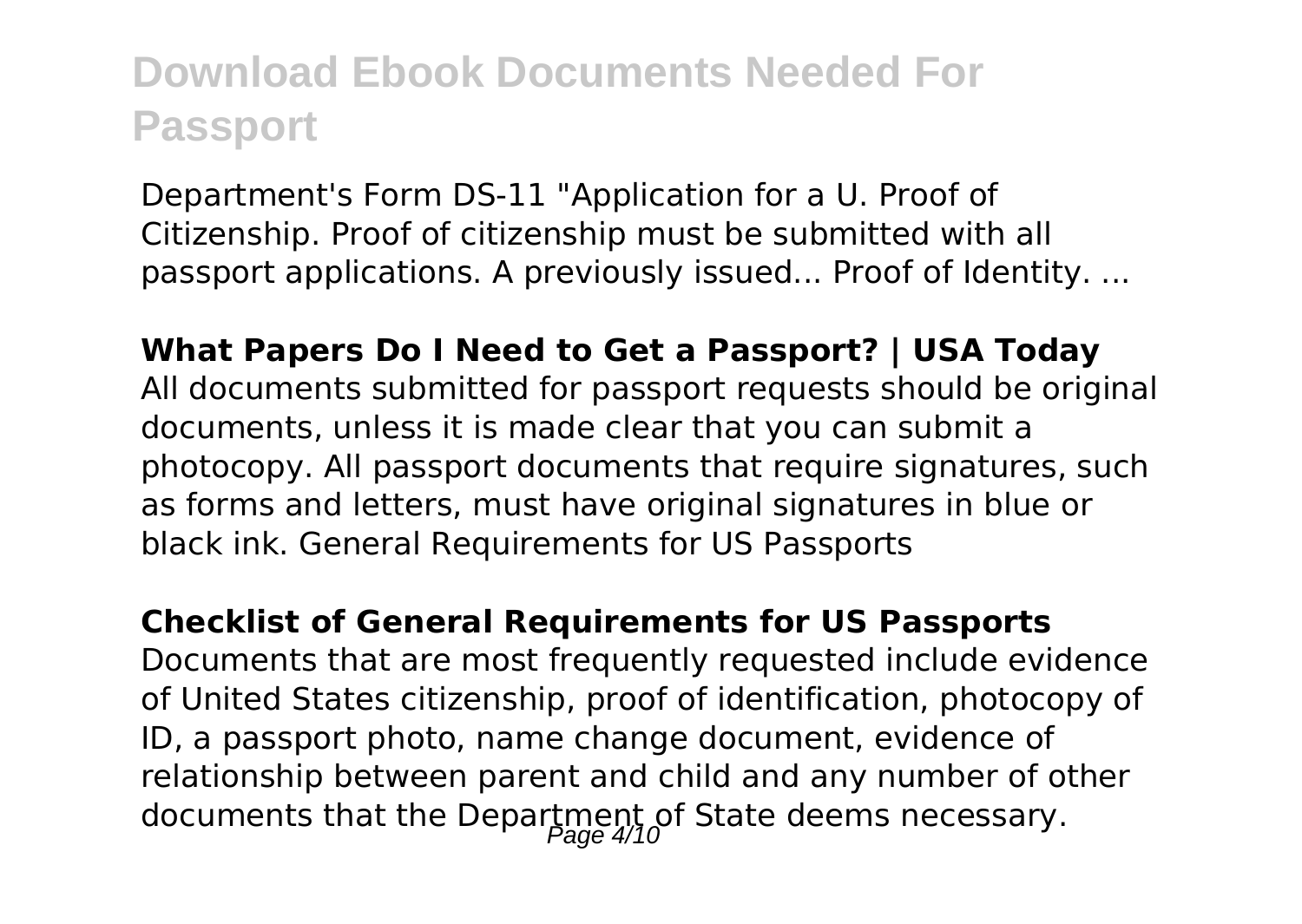Department's Form DS-11 "Application for a U. Proof of Citizenship. Proof of citizenship must be submitted with all passport applications. A previously issued... Proof of Identity. ...

**What Papers Do I Need to Get a Passport? | USA Today**

All documents submitted for passport requests should be original documents, unless it is made clear that you can submit a photocopy. All passport documents that require signatures, such as forms and letters, must have original signatures in blue or black ink. General Requirements for US Passports

**Checklist of General Requirements for US Passports**

Documents that are most frequently requested include evidence of United States citizenship, proof of identification, photocopy of ID, a passport photo, name change document, evidence of relationship between parent and child and any number of other documents that the Department of State deems necessary.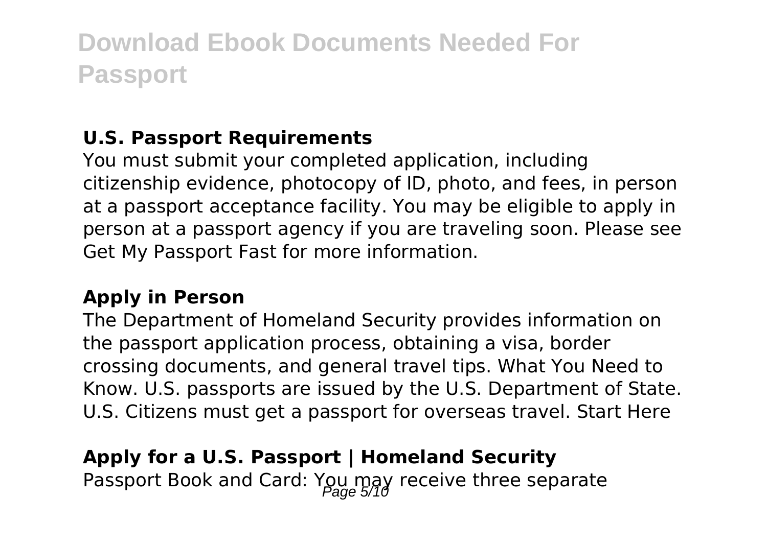### U.S. Passport Requirements

You must submit your completed application, including citizenship evidence, photocopy of ID, photo, and fees, in person at a passport acceptance facility. You may be eligible to apply in person at a passport agency if you are traveling soon. Please see Get My Passport Fast for more information.

### Apply in Person

The Department of Homeland Security provides information on the passport application process, obtaining a visa, border crossing documents, and general travel tips. What You Need to Know. U.S. passports are issued by the U.S. Department of State. U.S. Citizens must get a passport for overseas travel. Start Here

### Apply for a U.S. Passport | Homeland Security

Passport Book and Card: You may receive three separate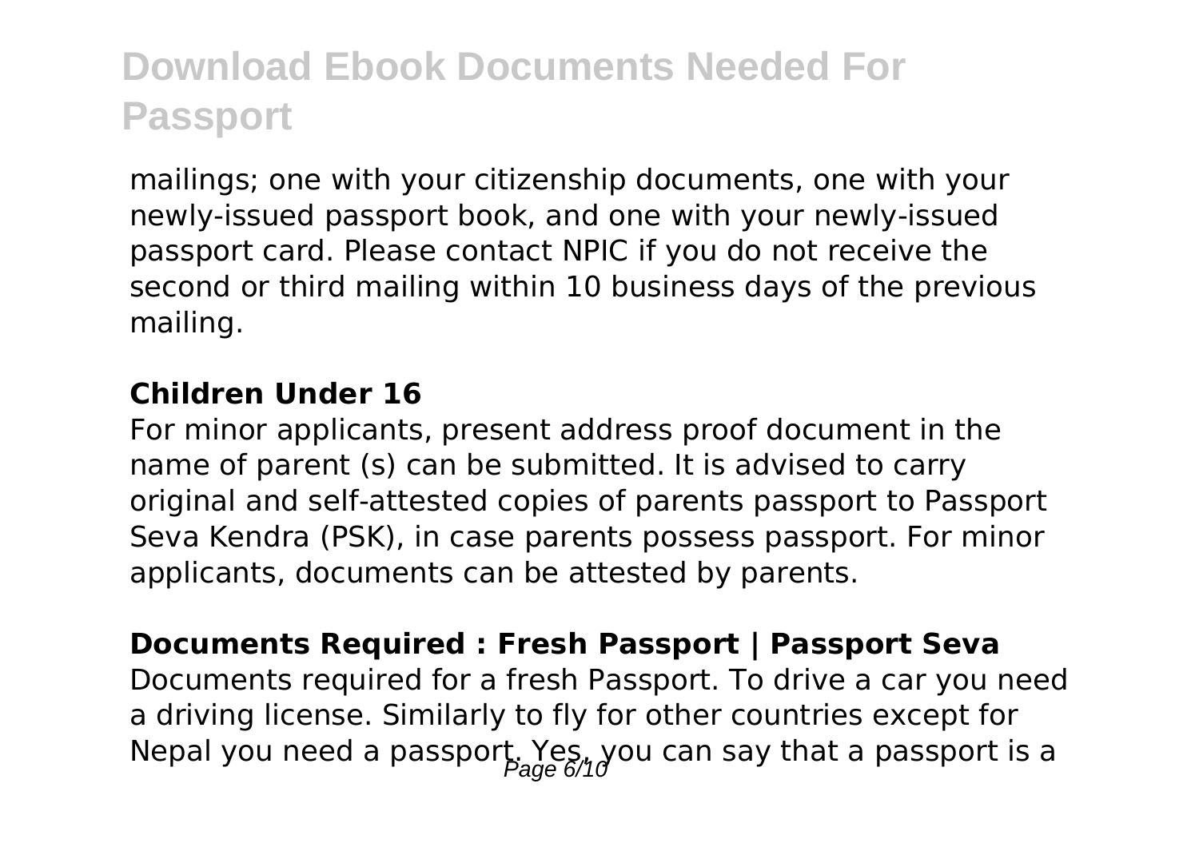mailings; one with your citizenship documents, one with your newly-issued passport book, and one with your newly-issued passport card. Please contact NPIC if you do not receive the second or third mailing within 10 business days of the previous mailing.

**Children Under 16**

For minor applicants, present address proof document in the name of parent (s) can be submitted. It is advised to carry original and self-attested copies of parents passport to Passport Seva Kendra (PSK), in case parents possess passport. For minor applicants, documents can be attested by parents.

**Documents Required : Fresh Passport | Passport Seva**

Documents required for a fresh Passport. To drive a car you need a driving license. Similarly to fly for other countries except for Nepal you need a passport. Yes, you can say that a passport is a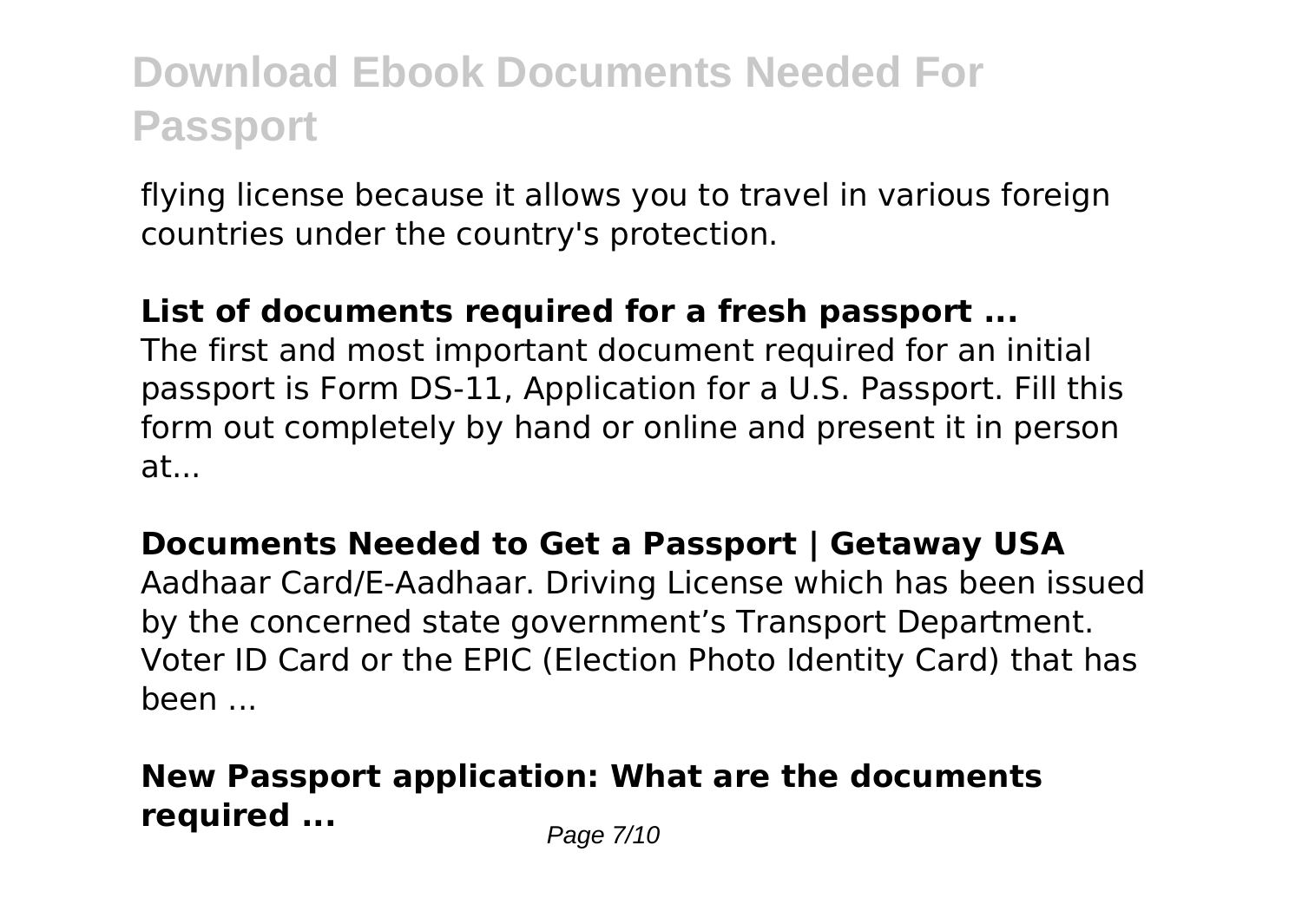flying license because it allows you to travel in various foreign countries under the country's protection.

**List of documents required for a fresh passport ...**

The first and most important document required for an initial passport is Form DS-11, Application for a U.S. Passport. Fill this form out completely by hand or online and present it in person at...

**Documents Needed to Get a Passport | Getaway USA**

Aadhaar Card/E-Aadhaar. Driving License which has been issued by the concerned state government's Transport Department. Voter ID Card or the EPIC (Election Photo Identity Card) that has been ...

## New Passport application: What are the documents required ...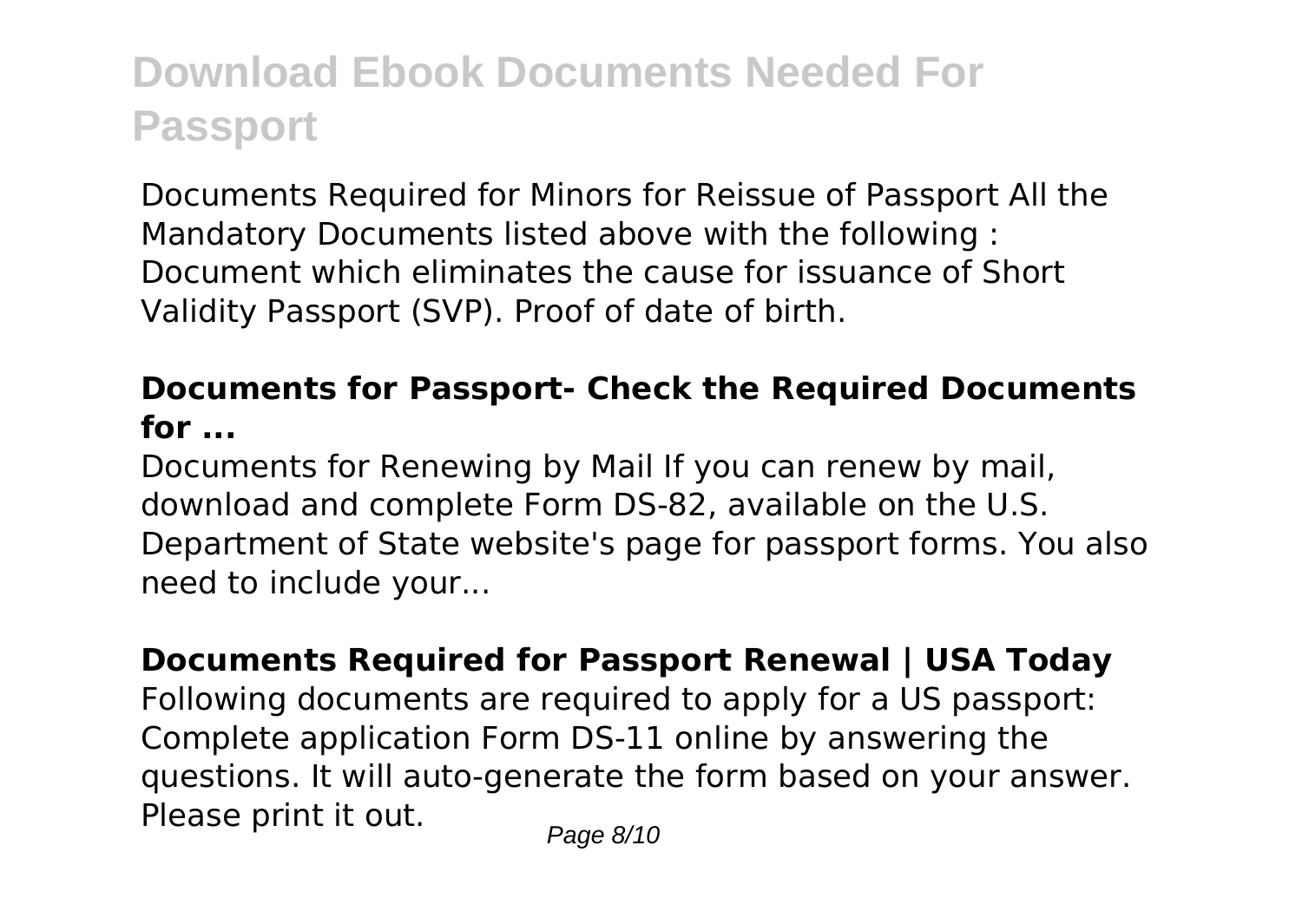Documents Required for Minors for Reissue of Passport All the Mandatory Documents listed above with the following : Document which eliminates the cause for issuance of Short Validity Passport (SVP). Proof of date of birth.

**Documents for Passport- Check the Required Documents for ...**

Documents for Renewing by Mail If you can renew by mail, download and complete Form DS-82, available on the U.S. Department of State website's page for passport forms. You also need to include your...

**Documents Required for Passport Renewal | USA Today**

Following documents are required to apply for a US passport: Complete application Form DS-11 online by answering the questions. It will auto-generate the form based on your answer. Please print it out.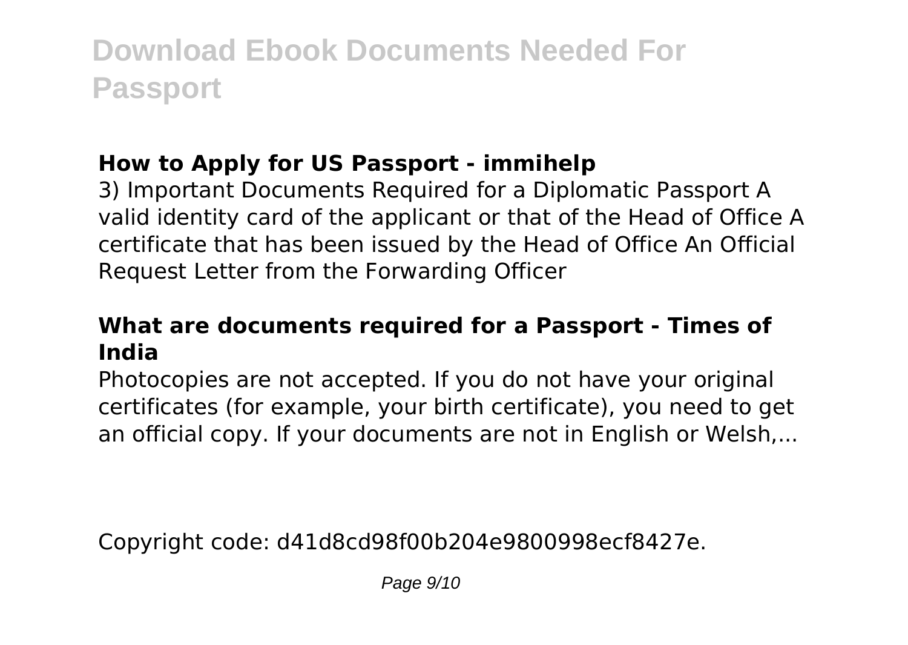### How to Apply for US Passport - immihelp

3) Important Documents Required for a Diplomatic Passport A valid identity card of the applicant or that of the Head of Office A certificate that has been issued by the Head of Office An Official Request Letter from the Forwarding Officer

### What are documents required for a Passport - Times of India

Photocopies are not accepted. If you do not have your original certificates (for example, your birth certificate), you need to get an official copy. If your documents are not in English or Welsh,...

Copyright code: d41d8cd98f00b204e9800998ecf8427e.